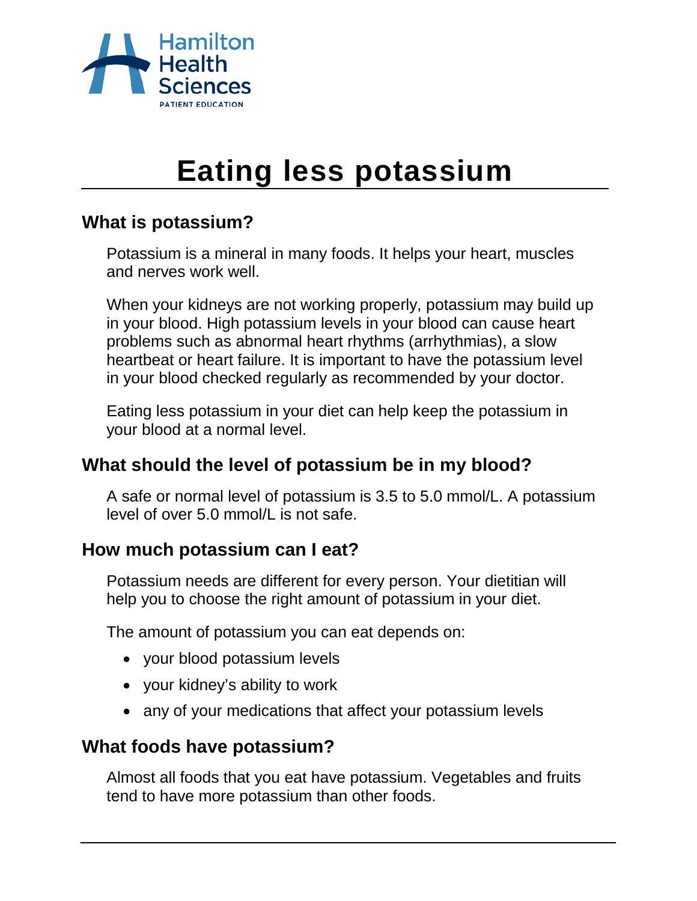Hamilton Health Sciences
PATIENT EDUCATION

# Eating less potassium

## What is potassium?

Potassium is a mineral in many foods. It helps your heart, muscles and nerves work well.

When your kidneys are not working properly, potassium may build up in your blood. High potassium levels in your blood can cause heart problems such as abnormal heart rhythms (arrhythmias), a slow heartbeat or heart failure. It is important to have the potassium level in your blood checked regularly as recommended by your doctor.

Eating less potassium in your diet can help keep the potassium in your blood at a normal level.

## What should the level of potassium be in my blood?

A safe or normal level of potassium is 3.5 to 5.0 mmol/L. A potassium level of over 5.0 mmol/L is not safe.

## How much potassium can I eat?

Potassium needs are different for every person. Your dietitian will help you to choose the right amount of potassium in your diet.

The amount of potassium you can eat depends on:

- your blood potassium levels
- your kidney's ability to work
- any of your medications that affect your potassium levels

## What foods have potassium?

Almost all foods that you eat have potassium. Vegetables and fruits tend to have more potassium than other foods.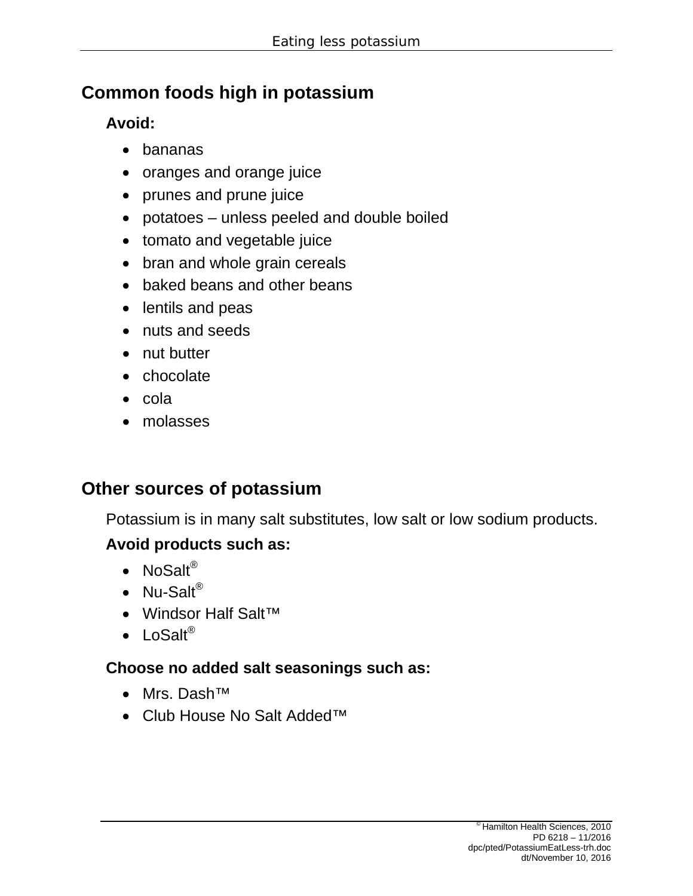## Common foods high in potassium

**Avoid:**

- bananas
- oranges and orange juice
- prunes and prune juice
- potatoes – unless peeled and double boiled
- tomato and vegetable juice
- bran and whole grain cereals
- baked beans and other beans
- lentils and peas
- nuts and seeds
- nut butter
- chocolate
- cola
- molasses

## Other sources of potassium

Potassium is in many salt substitutes, low salt or low sodium products.

**Avoid products such as:**

- NoSalt®
- Nu-Salt®
- Windsor Half Salt™
- LoSalt®

**Choose no added salt seasonings such as:**

- Mrs. Dash™
- Club House No Salt Added™

© Hamilton Health Sciences, 2010
PD 6218 – 11/2016
dpc/pted/PotassiumEatLess-trh.doc
dt/November 10, 2016